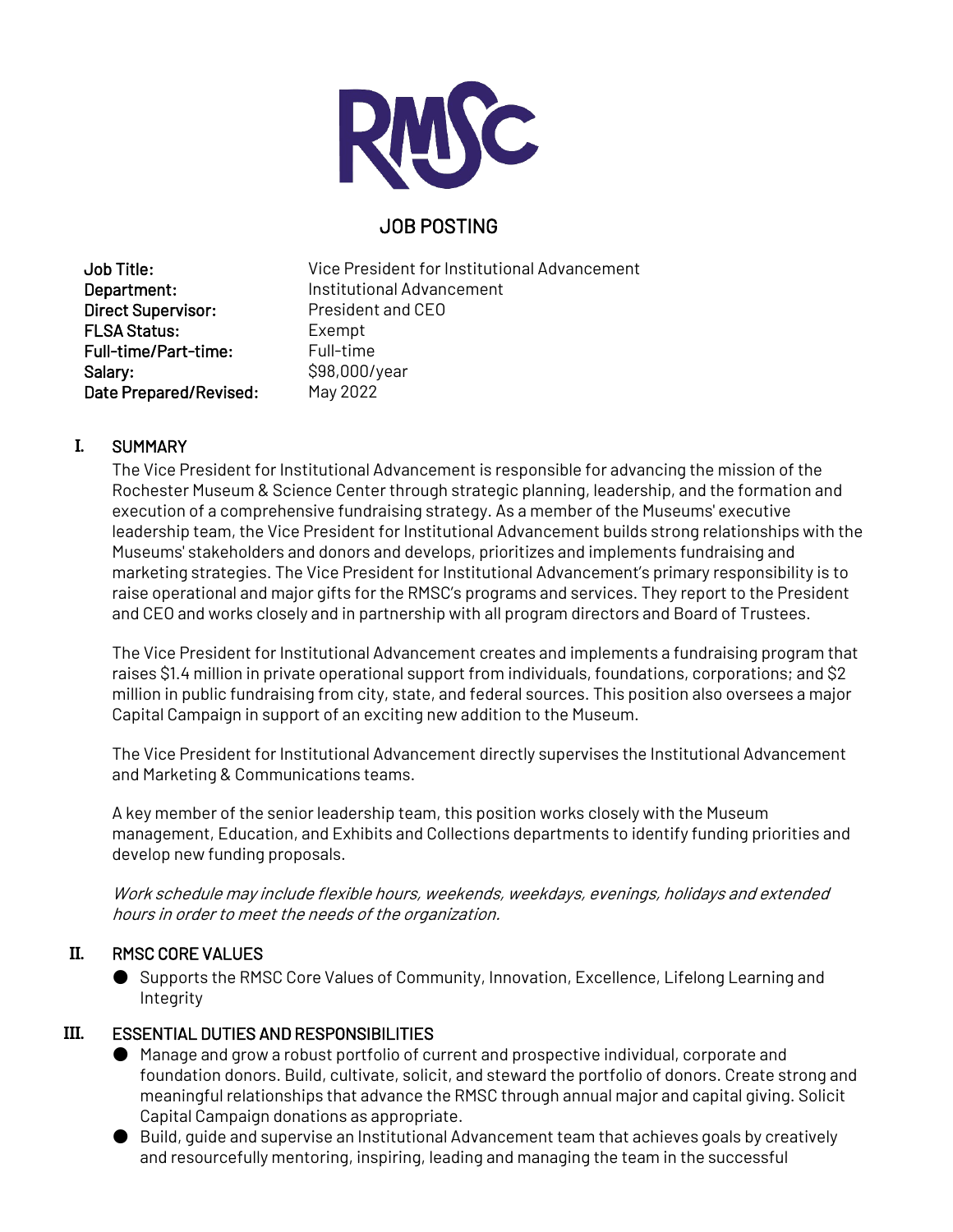RMSC

# JOB POSTING

| | |
|---|---|
| **Job Title:** | Vice President for Institutional Advancement |
| **Department:** | Institutional Advancement |
| **Direct Supervisor:** | President and CEO |
| **FLSA Status:** | Exempt |
| **Full-time/Part-time:** | Full-time |
| **Salary:** | $98,000/year |
| **Date Prepared/Revised:** | May 2022 |

## I. SUMMARY

The Vice President for Institutional Advancement is responsible for advancing the mission of the Rochester Museum & Science Center through strategic planning, leadership, and the formation and execution of a comprehensive fundraising strategy. As a member of the Museums' executive leadership team, the Vice President for Institutional Advancement builds strong relationships with the Museums' stakeholders and donors and develops, prioritizes and implements fundraising and marketing strategies. The Vice President for Institutional Advancement's primary responsibility is to raise operational and major gifts for the RMSC's programs and services. They report to the President and CEO and works closely and in partnership with all program directors and Board of Trustees.

The Vice President for Institutional Advancement creates and implements a fundraising program that raises $1.4 million in private operational support from individuals, foundations, corporations; and $2 million in public fundraising from city, state, and federal sources. This position also oversees a major Capital Campaign in support of an exciting new addition to the Museum.

The Vice President for Institutional Advancement directly supervises the Institutional Advancement and Marketing & Communications teams.

A key member of the senior leadership team, this position works closely with the Museum management, Education, and Exhibits and Collections departments to identify funding priorities and develop new funding proposals.

*Work schedule may include flexible hours, weekends, weekdays, evenings, holidays and extended hours in order to meet the needs of the organization.*

## II. RMSC CORE VALUES

- Supports the RMSC Core Values of Community, Innovation, Excellence, Lifelong Learning and Integrity

## III. ESSENTIAL DUTIES AND RESPONSIBILITIES

- Manage and grow a robust portfolio of current and prospective individual, corporate and foundation donors. Build, cultivate, solicit, and steward the portfolio of donors. Create strong and meaningful relationships that advance the RMSC through annual major and capital giving. Solicit Capital Campaign donations as appropriate.
- Build, guide and supervise an Institutional Advancement team that achieves goals by creatively and resourcefully mentoring, inspiring, leading and managing the team in the successful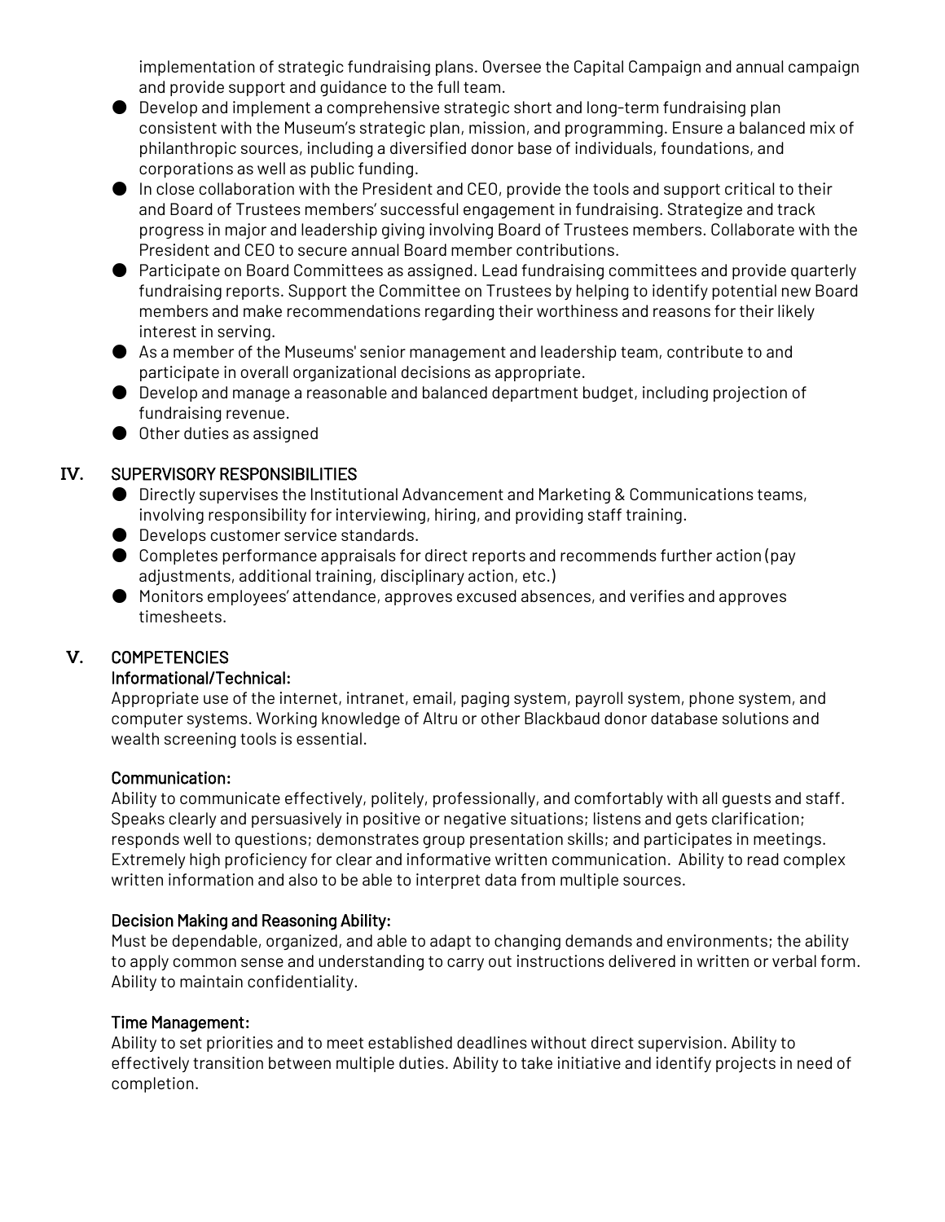implementation of strategic fundraising plans. Oversee the Capital Campaign and annual campaign and provide support and guidance to the full team.

- Develop and implement a comprehensive strategic short and long-term fundraising plan consistent with the Museum's strategic plan, mission, and programming. Ensure a balanced mix of philanthropic sources, including a diversified donor base of individuals, foundations, and corporations as well as public funding.
- In close collaboration with the President and CEO, provide the tools and support critical to their and Board of Trustees members' successful engagement in fundraising. Strategize and track progress in major and leadership giving involving Board of Trustees members. Collaborate with the President and CEO to secure annual Board member contributions.
- Participate on Board Committees as assigned. Lead fundraising committees and provide quarterly fundraising reports. Support the Committee on Trustees by helping to identify potential new Board members and make recommendations regarding their worthiness and reasons for their likely interest in serving.
- As a member of the Museums' senior management and leadership team, contribute to and participate in overall organizational decisions as appropriate.
- Develop and manage a reasonable and balanced department budget, including projection of fundraising revenue.
- Other duties as assigned

## IV. SUPERVISORY RESPONSIBILITIES

- Directly supervises the Institutional Advancement and Marketing & Communications teams, involving responsibility for interviewing, hiring, and providing staff training.
- Develops customer service standards.
- Completes performance appraisals for direct reports and recommends further action (pay adjustments, additional training, disciplinary action, etc.)
- Monitors employees' attendance, approves excused absences, and verifies and approves timesheets.

## V. COMPETENCIES

### Informational/Technical:

Appropriate use of the internet, intranet, email, paging system, payroll system, phone system, and computer systems. Working knowledge of Altru or other Blackbaud donor database solutions and wealth screening tools is essential.

### Communication:

Ability to communicate effectively, politely, professionally, and comfortably with all guests and staff. Speaks clearly and persuasively in positive or negative situations; listens and gets clarification; responds well to questions; demonstrates group presentation skills; and participates in meetings. Extremely high proficiency for clear and informative written communication. Ability to read complex written information and also to be able to interpret data from multiple sources.

### Decision Making and Reasoning Ability:

Must be dependable, organized, and able to adapt to changing demands and environments; the ability to apply common sense and understanding to carry out instructions delivered in written or verbal form. Ability to maintain confidentiality.

### Time Management:

Ability to set priorities and to meet established deadlines without direct supervision. Ability to effectively transition between multiple duties. Ability to take initiative and identify projects in need of completion.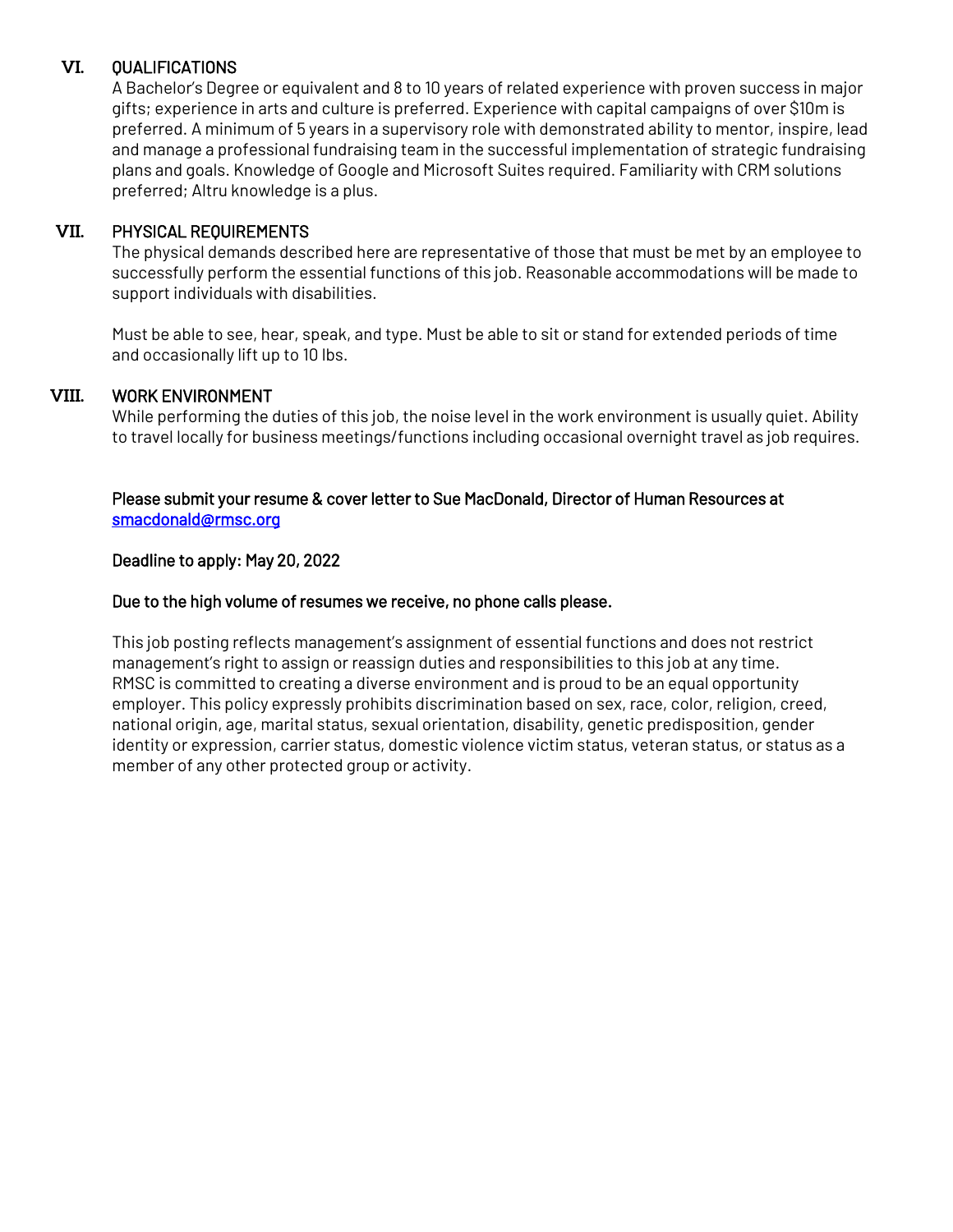## VI. QUALIFICATIONS

A Bachelor's Degree or equivalent and 8 to 10 years of related experience with proven success in major gifts; experience in arts and culture is preferred. Experience with capital campaigns of over $10m is preferred. A minimum of 5 years in a supervisory role with demonstrated ability to mentor, inspire, lead and manage a professional fundraising team in the successful implementation of strategic fundraising plans and goals. Knowledge of Google and Microsoft Suites required. Familiarity with CRM solutions preferred; Altru knowledge is a plus.

## VII. PHYSICAL REQUIREMENTS

The physical demands described here are representative of those that must be met by an employee to successfully perform the essential functions of this job. Reasonable accommodations will be made to support individuals with disabilities.

Must be able to see, hear, speak, and type. Must be able to sit or stand for extended periods of time and occasionally lift up to 10 lbs.

## VIII. WORK ENVIRONMENT

While performing the duties of this job, the noise level in the work environment is usually quiet. Ability to travel locally for business meetings/functions including occasional overnight travel as job requires.

Please submit your resume & cover letter to Sue MacDonald, Director of Human Resources at smacdonald@rmsc.org

Deadline to apply: May 20, 2022

Due to the high volume of resumes we receive, no phone calls please.

This job posting reflects management's assignment of essential functions and does not restrict management's right to assign or reassign duties and responsibilities to this job at any time. RMSC is committed to creating a diverse environment and is proud to be an equal opportunity employer. This policy expressly prohibits discrimination based on sex, race, color, religion, creed, national origin, age, marital status, sexual orientation, disability, genetic predisposition, gender identity or expression, carrier status, domestic violence victim status, veteran status, or status as a member of any other protected group or activity.